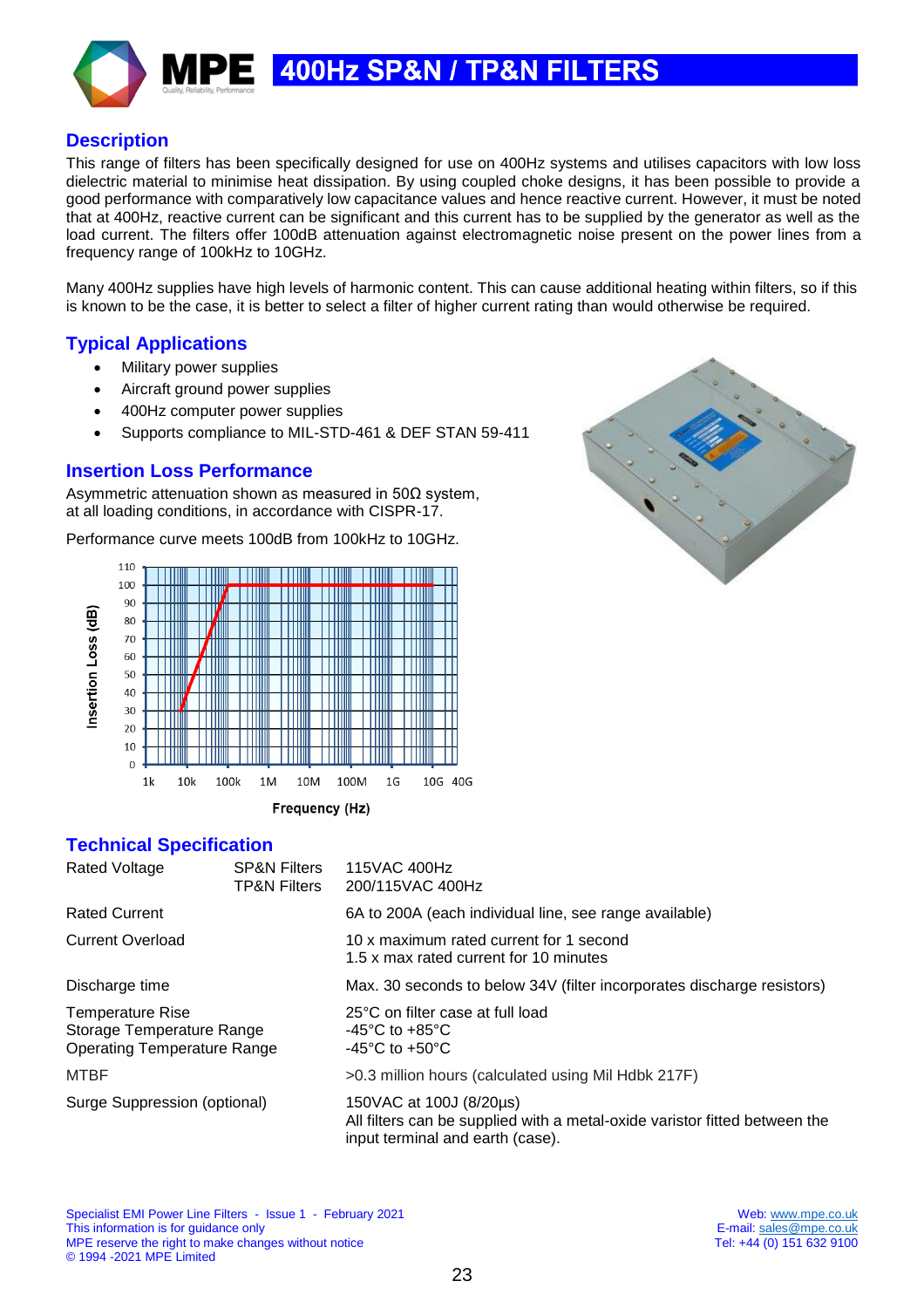# 400Hz SP&N / TP&N FILTERS

## Description

This range of filters has been specifically designed for use on 400Hz systems and utilises capacitors with low loss dielectric material to minimise heat dissipation. By using coupled choke designs, it has been possible to provide a good performance with comparatively low capacitance values and hence reactive current. However, it must be noted that at 400Hz, reactive current can be significant and this current has to be supplied by the generator as well as the load current. The filters offer 100dB attenuation against electromagnetic noise present on the power lines from a frequency range of 100kHz to 10GHz.

Many 400Hz supplies have high levels of harmonic content. This can cause additional heating within filters, so if this is known to be the case, it is better to select a filter of higher current rating than would otherwise be required.

## Typical Applications

- Military power supplies
- Aircraft ground power supplies
- 400Hz computer power supplies
- Supports compliance to MIL-STD-461 & DEF STAN 59-411

## Insertion Loss Performance

Asymmetric attenuation shown as measured in 50Ω system, at all loading conditions, in accordance with CISPR-17.

Performance curve meets 100dB from 100kHz to 10GHz.

## Technical Specification

| | | |
|---|---|---|
| Rated Voltage | SP&N Filters<br>TP&N Filters | 115VAC 400Hz<br>200/115VAC 400Hz |
| Rated Current | | 6A to 200A (each individual line, see range available) |
| Current Overload | | 10 x maximum rated current for 1 second<br>1.5 x max rated current for 10 minutes |
| Discharge time | | Max. 30 seconds to below 34V (filter incorporates discharge resistors) |
| Temperature Rise<br>Storage Temperature Range<br>Operating Temperature Range | | 25°C on filter case at full load<br>-45°C to +85°C<br>-45°C to +50°C |
| MTBF | | >0.3 million hours (calculated using Mil Hdbk 217F) |
| Surge Suppression (optional) | | 150VAC at 100J (8/20µs)<br>All filters can be supplied with a metal-oxide varistor fitted between the input terminal and earth (case). |

Specialist EMI Power Line Filters - Issue 1 - February 2021
This information is for guidance only
MPE reserve the right to make changes without notice
© 1994 -2021 MPE Limited

Web: www.mpe.co.uk
E-mail: sales@mpe.co.uk
Tel: +44 (0) 151 632 9100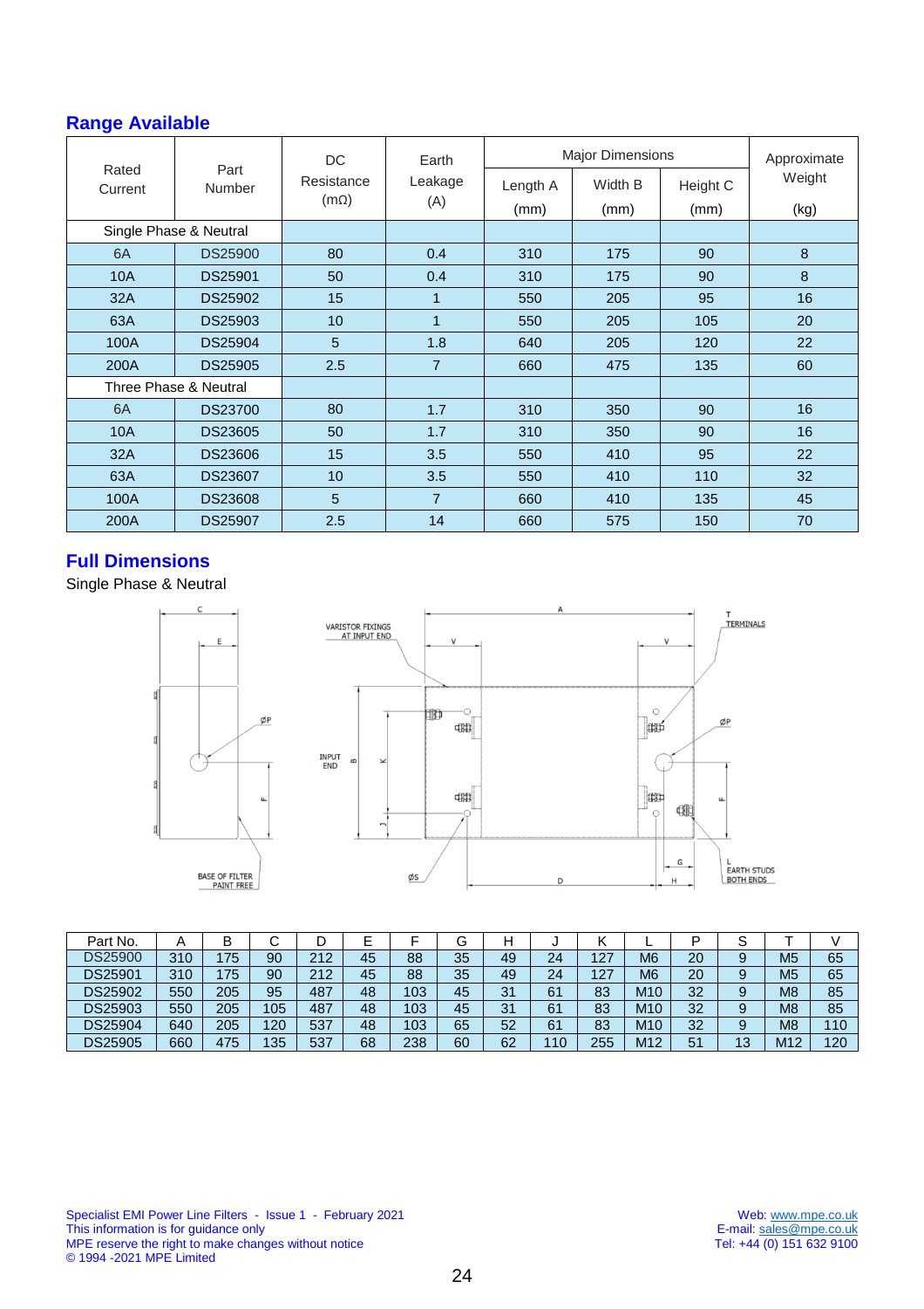## Range Available

| Rated Current | Part Number | DC Resistance (mΩ) | Earth Leakage (A) | Major Dimensions | | | Approximate Weight |
|---|---|---|---|---|---|---|---|
| | | | | Length A (mm) | Width B (mm) | Height C (mm) | (kg) |
| Single Phase & Neutral | | | | | | | |
| 6A | DS25900 | 80 | 0.4 | 310 | 175 | 90 | 8 |
| 10A | DS25901 | 50 | 0.4 | 310 | 175 | 90 | 8 |
| 32A | DS25902 | 15 | 1 | 550 | 205 | 95 | 16 |
| 63A | DS25903 | 10 | 1 | 550 | 205 | 105 | 20 |
| 100A | DS25904 | 5 | 1.8 | 640 | 205 | 120 | 22 |
| 200A | DS25905 | 2.5 | 7 | 660 | 475 | 135 | 60 |
| Three Phase & Neutral | | | | | | | |
| 6A | DS23700 | 80 | 1.7 | 310 | 350 | 90 | 16 |
| 10A | DS23605 | 50 | 1.7 | 310 | 350 | 90 | 16 |
| 32A | DS23606 | 15 | 3.5 | 550 | 410 | 95 | 22 |
| 63A | DS23607 | 10 | 3.5 | 550 | 410 | 110 | 32 |
| 100A | DS23608 | 5 | 7 | 660 | 410 | 135 | 45 |
| 200A | DS25907 | 2.5 | 14 | 660 | 575 | 150 | 70 |

## Full Dimensions

Single Phase & Neutral

| Part No. | A | B | C | D | E | F | G | H | J | K | L | P | S | T | V |
|---|---|---|---|---|---|---|---|---|---|---|---|---|---|---|---|
| DS25900 | 310 | 175 | 90 | 212 | 45 | 88 | 35 | 49 | 24 | 127 | M6 | 20 | 9 | M5 | 65 |
| DS25901 | 310 | 175 | 90 | 212 | 45 | 88 | 35 | 49 | 24 | 127 | M6 | 20 | 9 | M5 | 65 |
| DS25902 | 550 | 205 | 95 | 487 | 48 | 103 | 45 | 31 | 61 | 83 | M10 | 32 | 9 | M8 | 85 |
| DS25903 | 550 | 205 | 105 | 487 | 48 | 103 | 45 | 31 | 61 | 83 | M10 | 32 | 9 | M8 | 85 |
| DS25904 | 640 | 205 | 120 | 537 | 48 | 103 | 65 | 52 | 61 | 83 | M10 | 32 | 9 | M8 | 110 |
| DS25905 | 660 | 475 | 135 | 537 | 68 | 238 | 60 | 62 | 110 | 255 | M12 | 51 | 13 | M12 | 120 |

Specialist EMI Power Line Filters - Issue 1 - February 2021
This information is for guidance only
MPE reserve the right to make changes without notice
© 1994 -2021 MPE Limited

Web: www.mpe.co.uk
E-mail: sales@mpe.co.uk
Tel: +44 (0) 151 632 9100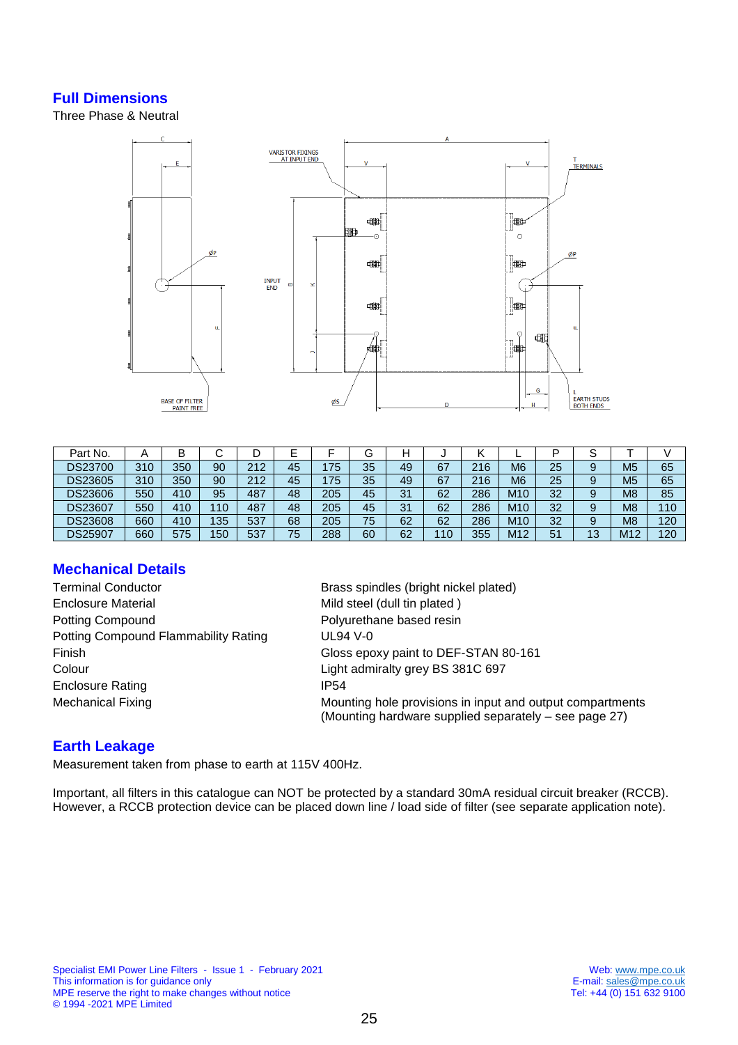## Full Dimensions

Three Phase & Neutral

| Part No. | A | B | C | D | E | F | G | H | J | K | L | P | S | T | V |
|---|---|---|---|---|---|---|---|---|---|---|---|---|---|---|---|
| DS23700 | 310 | 350 | 90 | 212 | 45 | 175 | 35 | 49 | 67 | 216 | M6 | 25 | 9 | M5 | 65 |
| DS23605 | 310 | 350 | 90 | 212 | 45 | 175 | 35 | 49 | 67 | 216 | M6 | 25 | 9 | M5 | 65 |
| DS23606 | 550 | 410 | 95 | 487 | 48 | 205 | 45 | 31 | 62 | 286 | M10 | 32 | 9 | M8 | 85 |
| DS23607 | 550 | 410 | 110 | 487 | 48 | 205 | 45 | 31 | 62 | 286 | M10 | 32 | 9 | M8 | 110 |
| DS23608 | 660 | 410 | 135 | 537 | 68 | 205 | 75 | 62 | 62 | 286 | M10 | 32 | 9 | M8 | 120 |
| DS25907 | 660 | 575 | 150 | 537 | 75 | 288 | 60 | 62 | 110 | 355 | M12 | 51 | 13 | M12 | 120 |

## Mechanical Details

| | |
|---|---|
| Terminal Conductor | Brass spindles (bright nickel plated) |
| Enclosure Material | Mild steel (dull tin plated ) |
| Potting Compound | Polyurethane based resin |
| Potting Compound Flammability Rating | UL94 V-0 |
| Finish | Gloss epoxy paint to DEF-STAN 80-161 |
| Colour | Light admiralty grey BS 381C 697 |
| Enclosure Rating | IP54 |
| Mechanical Fixing | Mounting hole provisions in input and output compartments (Mounting hardware supplied separately – see page 27) |

## Earth Leakage

Measurement taken from phase to earth at 115V 400Hz.

Important, all filters in this catalogue can NOT be protected by a standard 30mA residual circuit breaker (RCCB). However, a RCCB protection device can be placed down line / load side of filter (see separate application note).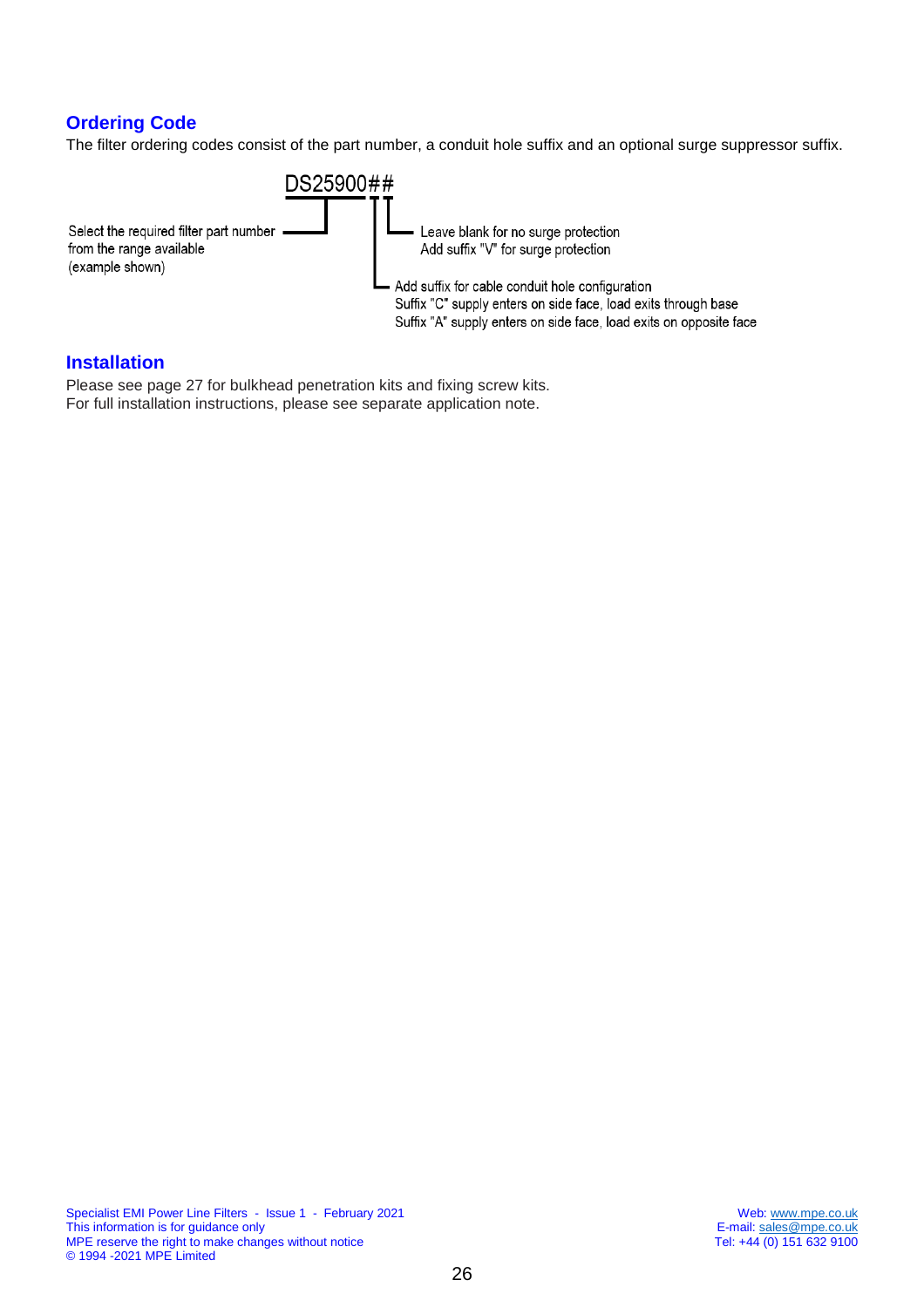## Ordering Code

The filter ordering codes consist of the part number, a conduit hole suffix and an optional surge suppressor suffix.

DS25900##

Select the required filter part number from the range available (example shown)

Leave blank for no surge protection
Add suffix "V" for surge protection

Add suffix for cable conduit hole configuration
Suffix "C" supply enters on side face, load exits through base
Suffix "A" supply enters on side face, load exits on opposite face

## Installation

Please see page 27 for bulkhead penetration kits and fixing screw kits.
For full installation instructions, please see separate application note.